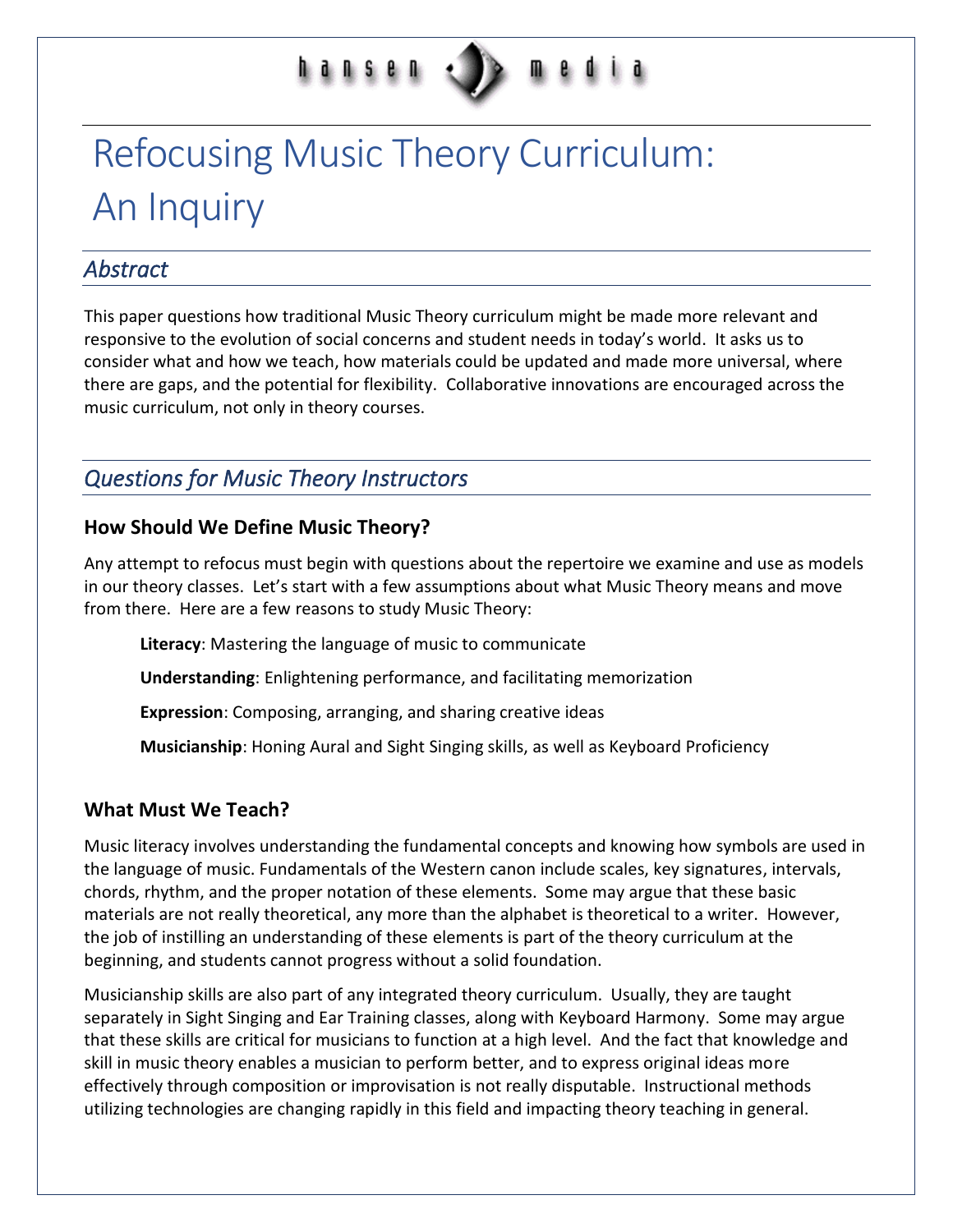hansen media

# Refocusing Music Theory Curriculum: An Inquiry

## *Abstract*

This paper questions how traditional Music Theory curriculum might be made more relevant and responsive to the evolution of social concerns and student needs in today's world. It asks us to consider what and how we teach, how materials could be updated and made more universal, where there are gaps, and the potential for flexibility. Collaborative innovations are encouraged across the music curriculum, not only in theory courses.

## *Questions for Music Theory Instructors*

### How Should We Define Music Theory?

Any attempt to refocus must begin with questions about the repertoire we examine and use as models in our theory classes. Let's start with a few assumptions about what Music Theory means and move from there. Here are a few reasons to study Music Theory:

**Literacy**: Mastering the language of music to communicate

**Understanding**: Enlightening performance, and facilitating memorization

**Expression**: Composing, arranging, and sharing creative ideas

**Musicianship**: Honing Aural and Sight Singing skills, as well as Keyboard Proficiency

### What Must We Teach?

Music literacy involves understanding the fundamental concepts and knowing how symbols are used in the language of music. Fundamentals of the Western canon include scales, key signatures, intervals, chords, rhythm, and the proper notation of these elements. Some may argue that these basic materials are not really theoretical, any more than the alphabet is theoretical to a writer. However, the job of instilling an understanding of these elements is part of the theory curriculum at the beginning, and students cannot progress without a solid foundation.

Musicianship skills are also part of any integrated theory curriculum. Usually, they are taught separately in Sight Singing and Ear Training classes, along with Keyboard Harmony. Some may argue that these skills are critical for musicians to function at a high level. And the fact that knowledge and skill in music theory enables a musician to perform better, and to express original ideas more effectively through composition or improvisation is not really disputable. Instructional methods utilizing technologies are changing rapidly in this field and impacting theory teaching in general.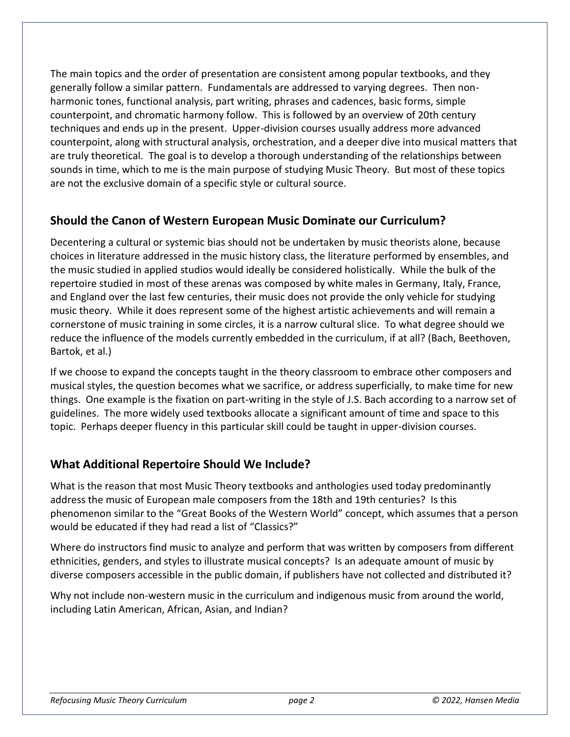The main topics and the order of presentation are consistent among popular textbooks, and they generally follow a similar pattern. Fundamentals are addressed to varying degrees. Then non-harmonic tones, functional analysis, part writing, phrases and cadences, basic forms, simple counterpoint, and chromatic harmony follow. This is followed by an overview of 20th century techniques and ends up in the present. Upper-division courses usually address more advanced counterpoint, along with structural analysis, orchestration, and a deeper dive into musical matters that are truly theoretical. The goal is to develop a thorough understanding of the relationships between sounds in time, which to me is the main purpose of studying Music Theory. But most of these topics are not the exclusive domain of a specific style or cultural source.

## Should the Canon of Western European Music Dominate our Curriculum?

Decentering a cultural or systemic bias should not be undertaken by music theorists alone, because choices in literature addressed in the music history class, the literature performed by ensembles, and the music studied in applied studios would ideally be considered holistically. While the bulk of the repertoire studied in most of these arenas was composed by white males in Germany, Italy, France, and England over the last few centuries, their music does not provide the only vehicle for studying music theory. While it does represent some of the highest artistic achievements and will remain a cornerstone of music training in some circles, it is a narrow cultural slice. To what degree should we reduce the influence of the models currently embedded in the curriculum, if at all? (Bach, Beethoven, Bartok, et al.)

If we choose to expand the concepts taught in the theory classroom to embrace other composers and musical styles, the question becomes what we sacrifice, or address superficially, to make time for new things. One example is the fixation on part-writing in the style of J.S. Bach according to a narrow set of guidelines. The more widely used textbooks allocate a significant amount of time and space to this topic. Perhaps deeper fluency in this particular skill could be taught in upper-division courses.

## What Additional Repertoire Should We Include?

What is the reason that most Music Theory textbooks and anthologies used today predominantly address the music of European male composers from the 18th and 19th centuries? Is this phenomenon similar to the "Great Books of the Western World" concept, which assumes that a person would be educated if they had read a list of "Classics?"

Where do instructors find music to analyze and perform that was written by composers from different ethnicities, genders, and styles to illustrate musical concepts? Is an adequate amount of music by diverse composers accessible in the public domain, if publishers have not collected and distributed it?

Why not include non-western music in the curriculum and indigenous music from around the world, including Latin American, African, Asian, and Indian?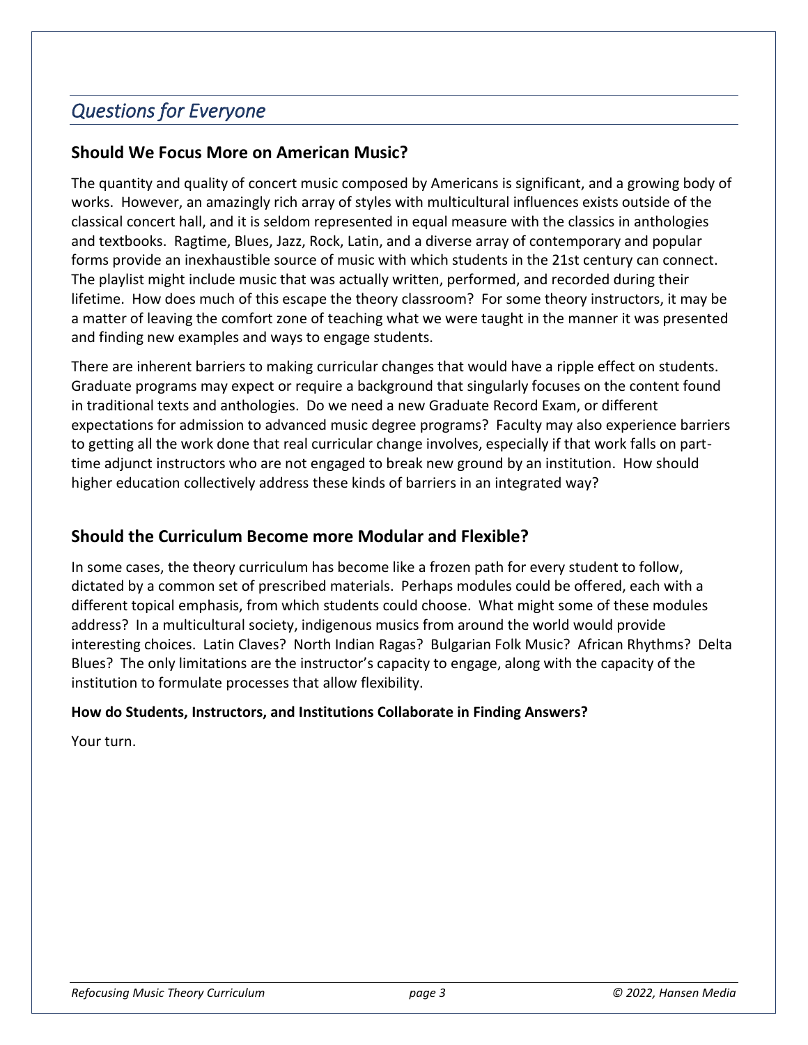## *Questions for Everyone*

### Should We Focus More on American Music?

The quantity and quality of concert music composed by Americans is significant, and a growing body of works. However, an amazingly rich array of styles with multicultural influences exists outside of the classical concert hall, and it is seldom represented in equal measure with the classics in anthologies and textbooks. Ragtime, Blues, Jazz, Rock, Latin, and a diverse array of contemporary and popular forms provide an inexhaustible source of music with which students in the 21st century can connect. The playlist might include music that was actually written, performed, and recorded during their lifetime. How does much of this escape the theory classroom? For some theory instructors, it may be a matter of leaving the comfort zone of teaching what we were taught in the manner it was presented and finding new examples and ways to engage students.

There are inherent barriers to making curricular changes that would have a ripple effect on students. Graduate programs may expect or require a background that singularly focuses on the content found in traditional texts and anthologies. Do we need a new Graduate Record Exam, or different expectations for admission to advanced music degree programs? Faculty may also experience barriers to getting all the work done that real curricular change involves, especially if that work falls on part-time adjunct instructors who are not engaged to break new ground by an institution. How should higher education collectively address these kinds of barriers in an integrated way?

### Should the Curriculum Become more Modular and Flexible?

In some cases, the theory curriculum has become like a frozen path for every student to follow, dictated by a common set of prescribed materials. Perhaps modules could be offered, each with a different topical emphasis, from which students could choose. What might some of these modules address? In a multicultural society, indigenous musics from around the world would provide interesting choices. Latin Claves? North Indian Ragas? Bulgarian Folk Music? African Rhythms? Delta Blues? The only limitations are the instructor's capacity to engage, along with the capacity of the institution to formulate processes that allow flexibility.

#### How do Students, Instructors, and Institutions Collaborate in Finding Answers?

Your turn.